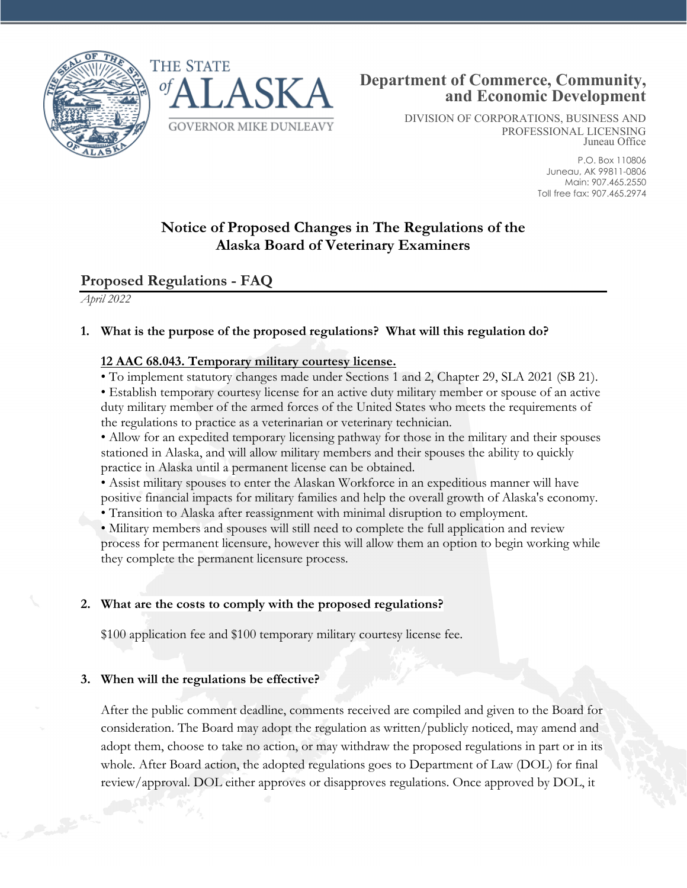THE STATE of ALASKA

GOVERNOR MIKE DUNLEAVY

**Department of Commerce, Community, and Economic Development**

DIVISION OF CORPORATIONS, BUSINESS AND PROFESSIONAL LICENSING
Juneau Office

P.O. Box 110806
Juneau, AK 99811-0806
Main: 907.465.2550
Toll free fax: 907.465.2974

# Notice of Proposed Changes in The Regulations of the Alaska Board of Veterinary Examiners

## Proposed Regulations - FAQ

*April 2022*

**1. What is the purpose of the proposed regulations? What will this regulation do?**

**12 AAC 68.043. Temporary military courtesy license.**

- To implement statutory changes made under Sections 1 and 2, Chapter 29, SLA 2021 (SB 21).
- Establish temporary courtesy license for an active duty military member or spouse of an active duty military member of the armed forces of the United States who meets the requirements of the regulations to practice as a veterinarian or veterinary technician.
- Allow for an expedited temporary licensing pathway for those in the military and their spouses stationed in Alaska, and will allow military members and their spouses the ability to quickly practice in Alaska until a permanent license can be obtained.
- Assist military spouses to enter the Alaskan Workforce in an expeditious manner will have positive financial impacts for military families and help the overall growth of Alaska's economy.
- Transition to Alaska after reassignment with minimal disruption to employment.
- Military members and spouses will still need to complete the full application and review process for permanent licensure, however this will allow them an option to begin working while they complete the permanent licensure process.

**2. What are the costs to comply with the proposed regulations?**

$100 application fee and $100 temporary military courtesy license fee.

**3. When will the regulations be effective?**

After the public comment deadline, comments received are compiled and given to the Board for consideration. The Board may adopt the regulation as written/publicly noticed, may amend and adopt them, choose to take no action, or may withdraw the proposed regulations in part or in its whole. After Board action, the adopted regulations goes to Department of Law (DOL) for final review/approval. DOL either approves or disapproves regulations. Once approved by DOL, it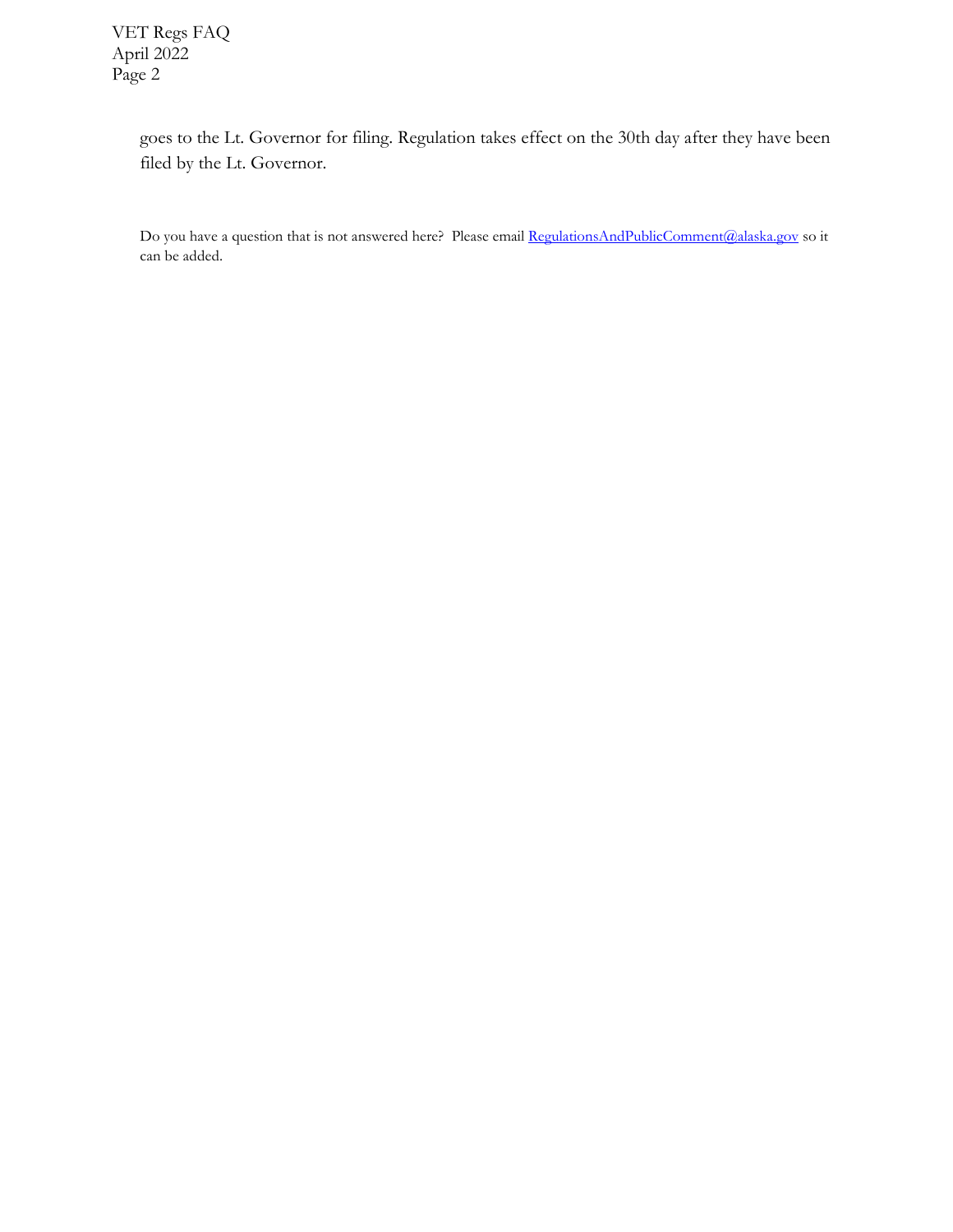goes to the Lt. Governor for filing. Regulation takes effect on the 30th day after they have been filed by the Lt. Governor.

Do you have a question that is not answered here? Please email RegulationsAndPublicComment@alaska.gov so it can be added.